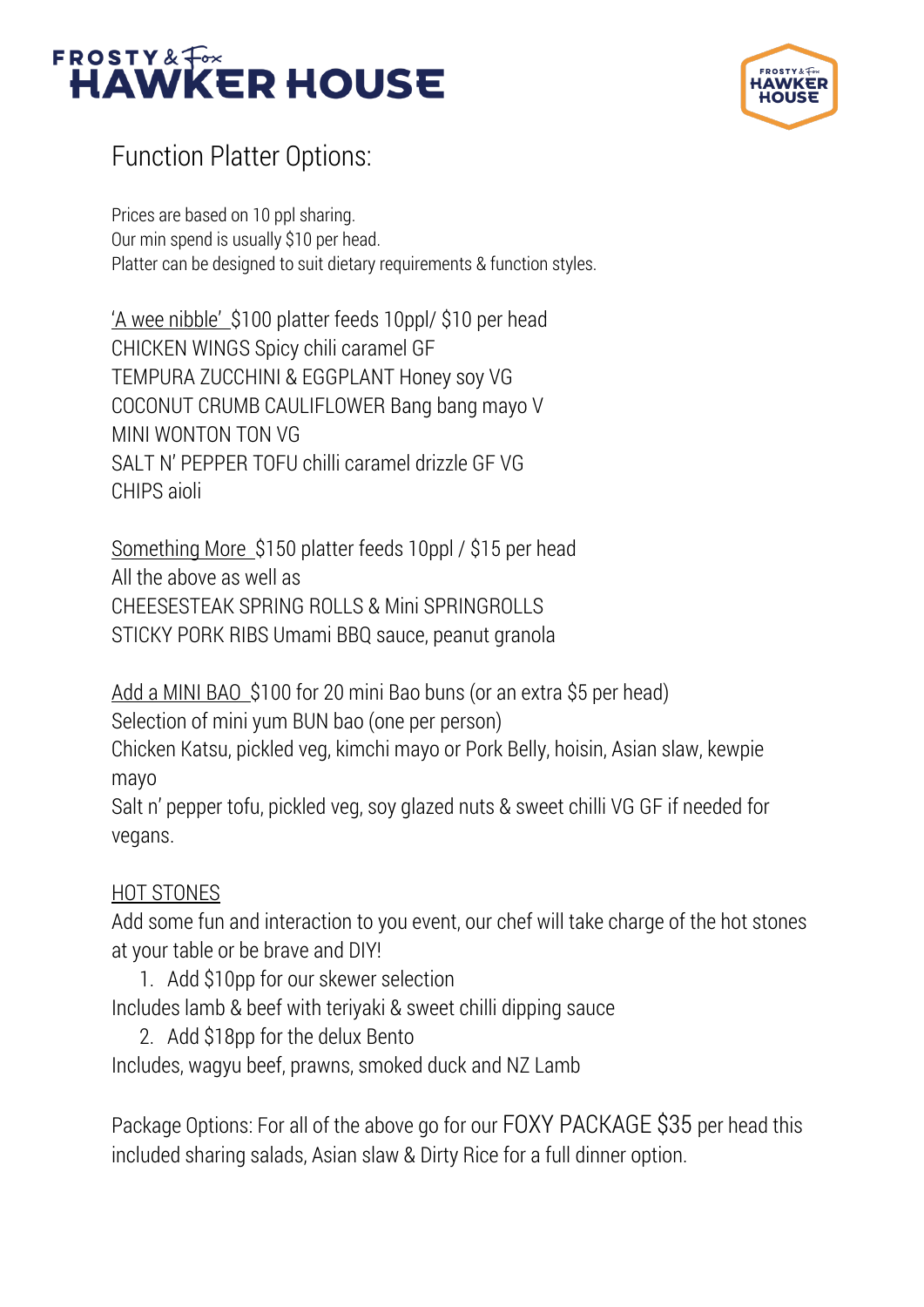# FROSTY & Fox HAWKER HOUSE

## Function Platter Options:

Prices are based on 10 ppl sharing.
Our min spend is usually $10 per head.
Platter can be designed to suit dietary requirements & function styles.

'A wee nibble' $100 platter feeds 10ppl/ $10 per head
CHICKEN WINGS Spicy chili caramel GF
TEMPURA ZUCCHINI & EGGPLANT Honey soy VG
COCONUT CRUMB CAULIFLOWER Bang bang mayo V
MINI WONTON TON VG
SALT N' PEPPER TOFU chilli caramel drizzle GF VG
CHIPS aioli

Something More $150 platter feeds 10ppl / $15 per head
All the above as well as
CHEESESTEAK SPRING ROLLS & Mini SPRINGROLLS
STICKY PORK RIBS Umami BBQ sauce, peanut granola

Add a MINI BAO $100 for 20 mini Bao buns (or an extra $5 per head)
Selection of mini yum BUN bao (one per person)
Chicken Katsu, pickled veg, kimchi mayo or Pork Belly, hoisin, Asian slaw, kewpie mayo
Salt n' pepper tofu, pickled veg, soy glazed nuts & sweet chilli VG GF if needed for vegans.

HOT STONES
Add some fun and interaction to you event, our chef will take charge of the hot stones at your table or be brave and DIY!

1. Add $10pp for our skewer selection

Includes lamb & beef with teriyaki & sweet chilli dipping sauce

2. Add $18pp for the delux Bento

Includes, wagyu beef, prawns, smoked duck and NZ Lamb

Package Options: For all of the above go for our FOXY PACKAGE $35 per head this included sharing salads, Asian slaw & Dirty Rice for a full dinner option.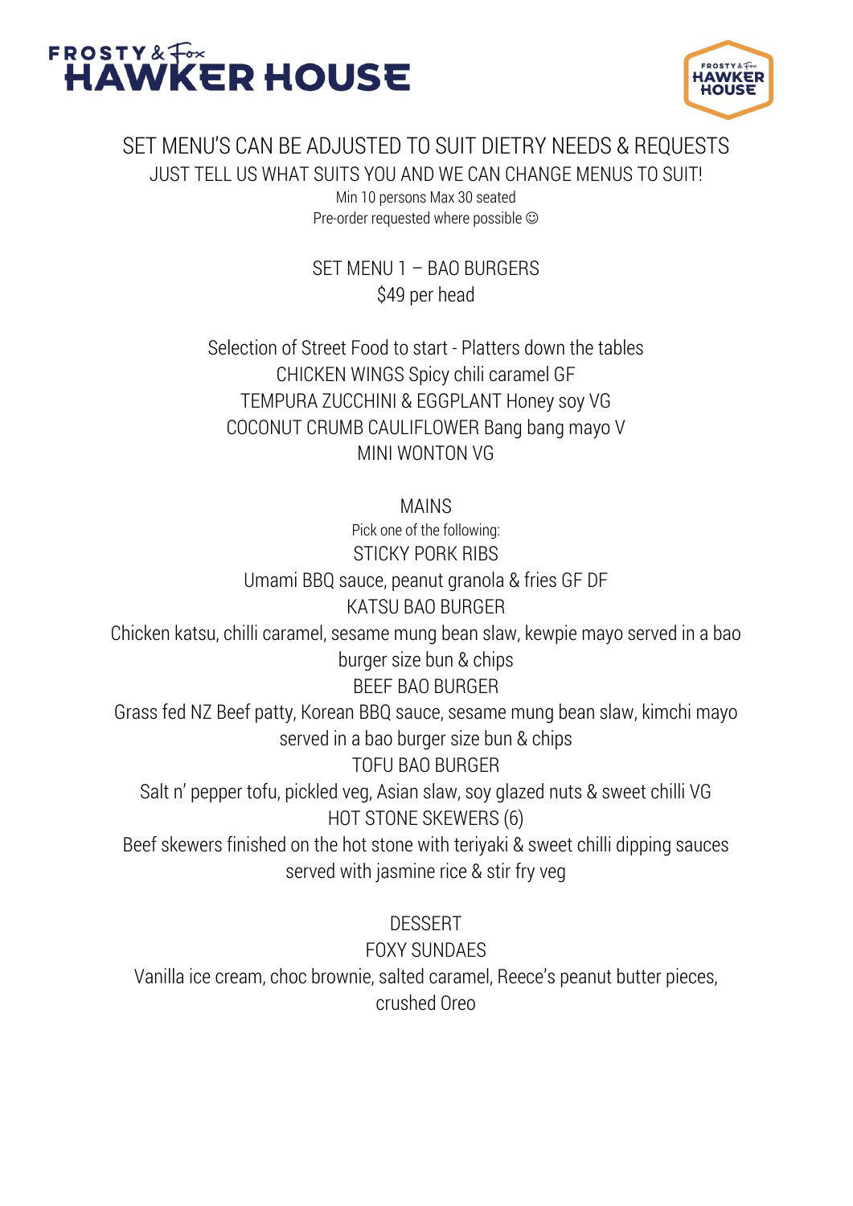# FROSTY & Fox HAWKER HOUSE

SET MENU'S CAN BE ADJUSTED TO SUIT DIETRY NEEDS & REQUESTS

JUST TELL US WHAT SUITS YOU AND WE CAN CHANGE MENUS TO SUIT!

Min 10 persons Max 30 seated

Pre-order requested where possible ☺

## SET MENU 1 – BAO BURGERS

$49 per head

Selection of Street Food to start - Platters down the tables

CHICKEN WINGS Spicy chili caramel GF

TEMPURA ZUCCHINI & EGGPLANT Honey soy VG

COCONUT CRUMB CAULIFLOWER Bang bang mayo V

MINI WONTON VG

### MAINS

Pick one of the following:

STICKY PORK RIBS

Umami BBQ sauce, peanut granola & fries GF DF

KATSU BAO BURGER

Chicken katsu, chilli caramel, sesame mung bean slaw, kewpie mayo served in a bao burger size bun & chips

BEEF BAO BURGER

Grass fed NZ Beef patty, Korean BBQ sauce, sesame mung bean slaw, kimchi mayo served in a bao burger size bun & chips

TOFU BAO BURGER

Salt n' pepper tofu, pickled veg, Asian slaw, soy glazed nuts & sweet chilli VG

HOT STONE SKEWERS (6)

Beef skewers finished on the hot stone with teriyaki & sweet chilli dipping sauces served with jasmine rice & stir fry veg

### DESSERT

FOXY SUNDAES

Vanilla ice cream, choc brownie, salted caramel, Reece's peanut butter pieces, crushed Oreo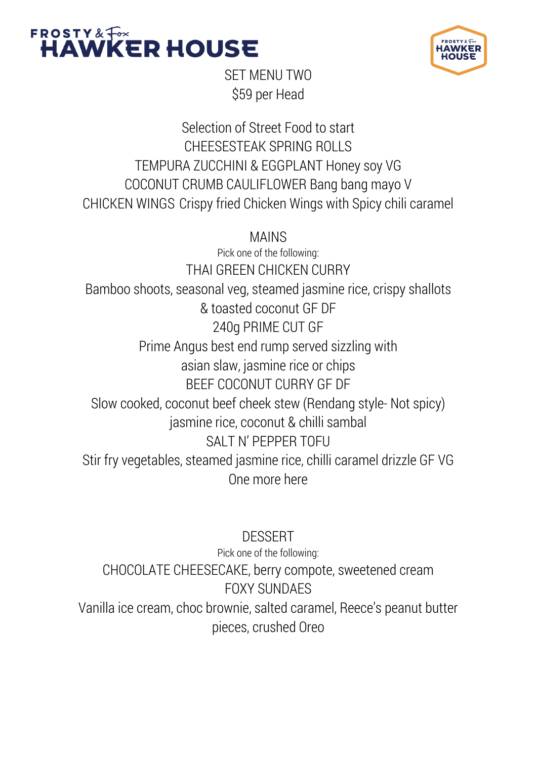FROSTY & Fox
# HAWKER HOUSE

## SET MENU TWO

$59 per Head

### Selection of Street Food to start

CHEESESTEAK SPRING ROLLS

TEMPURA ZUCCHINI & EGGPLANT Honey soy VG

COCONUT CRUMB CAULIFLOWER Bang bang mayo V

CHICKEN WINGS Crispy fried Chicken Wings with Spicy chili caramel

### MAINS

Pick one of the following:

THAI GREEN CHICKEN CURRY

Bamboo shoots, seasonal veg, steamed jasmine rice, crispy shallots & toasted coconut GF DF

240g PRIME CUT GF

Prime Angus best end rump served sizzling with asian slaw, jasmine rice or chips

BEEF COCONUT CURRY GF DF

Slow cooked, coconut beef cheek stew (Rendang style- Not spicy) jasmine rice, coconut & chilli sambal

SALT N' PEPPER TOFU

Stir fry vegetables, steamed jasmine rice, chilli caramel drizzle GF VG

One more here

### DESSERT

Pick one of the following:

CHOCOLATE CHEESECAKE, berry compote, sweetened cream

FOXY SUNDAES

Vanilla ice cream, choc brownie, salted caramel, Reece's peanut butter pieces, crushed Oreo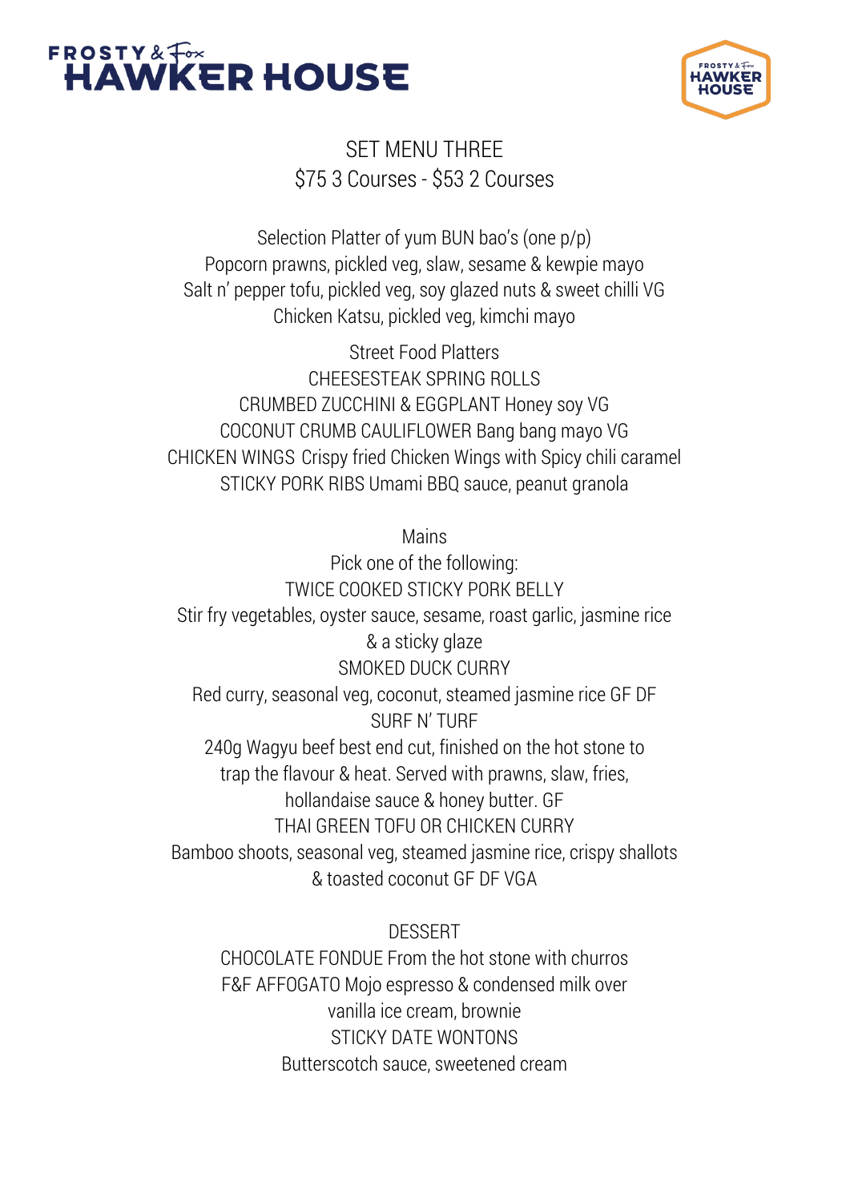# FROSTY & Fox HAWKER HOUSE

## SET MENU THREE

$75 3 Courses - $53 2 Courses

Selection Platter of yum BUN bao's (one p/p)
Popcorn prawns, pickled veg, slaw, sesame & kewpie mayo
Salt n' pepper tofu, pickled veg, soy glazed nuts & sweet chilli VG
Chicken Katsu, pickled veg, kimchi mayo

Street Food Platters
CHEESESTEAK SPRING ROLLS
CRUMBED ZUCCHINI & EGGPLANT Honey soy VG
COCONUT CRUMB CAULIFLOWER Bang bang mayo VG
CHICKEN WINGS Crispy fried Chicken Wings with Spicy chili caramel
STICKY PORK RIBS Umami BBQ sauce, peanut granola

### Mains

Pick one of the following:

TWICE COOKED STICKY PORK BELLY
Stir fry vegetables, oyster sauce, sesame, roast garlic, jasmine rice & a sticky glaze

SMOKED DUCK CURRY
Red curry, seasonal veg, coconut, steamed jasmine rice GF DF

SURF N' TURF
240g Wagyu beef best end cut, finished on the hot stone to trap the flavour & heat. Served with prawns, slaw, fries, hollandaise sauce & honey butter. GF

THAI GREEN TOFU OR CHICKEN CURRY
Bamboo shoots, seasonal veg, steamed jasmine rice, crispy shallots & toasted coconut GF DF VGA

### DESSERT

CHOCOLATE FONDUE From the hot stone with churros

F&F AFFOGATO Mojo espresso & condensed milk over vanilla ice cream, brownie

STICKY DATE WONTONS
Butterscotch sauce, sweetened cream